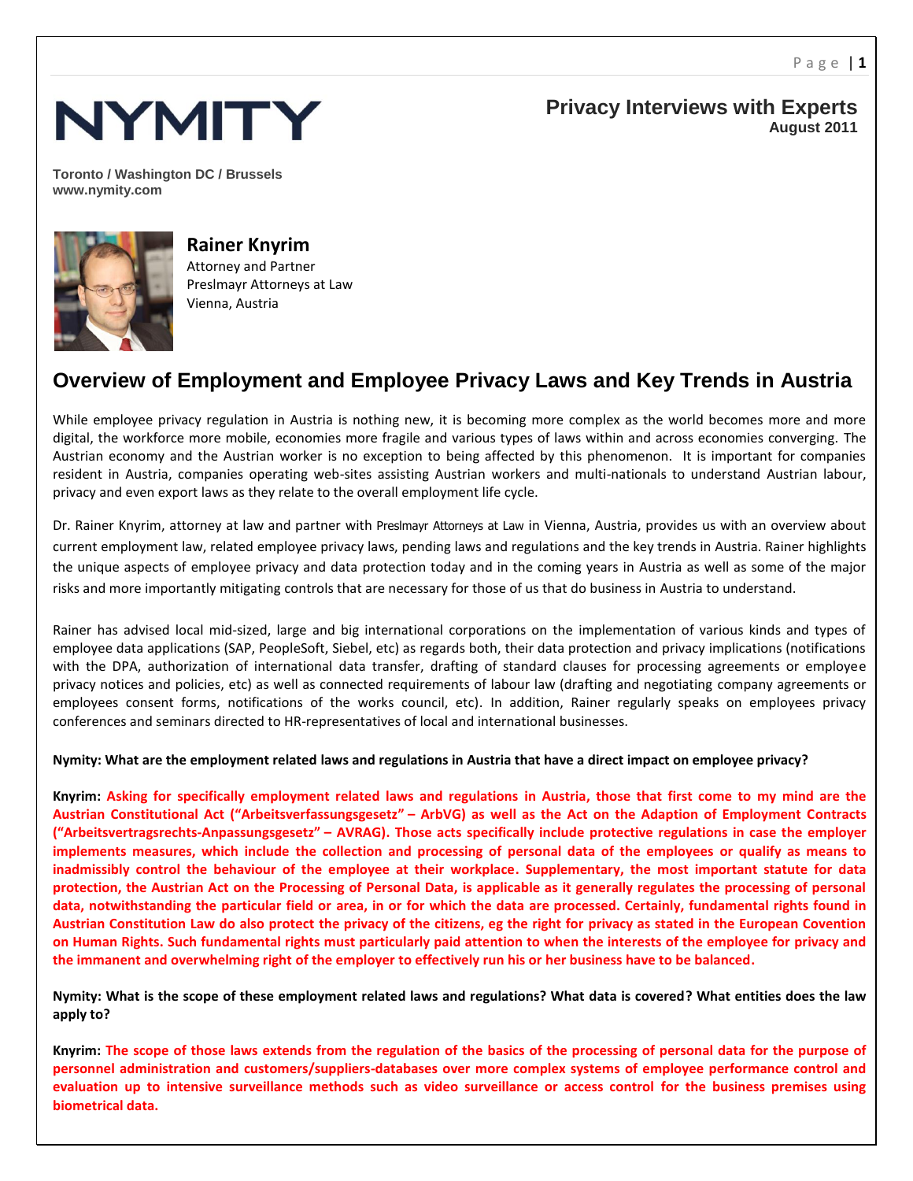NYMITY

**Privacy Interviews with Experts**
**August 2011**

**Toronto / Washington DC / Brussels**
**www.nymity.com**

**Rainer Knyrim**
Attorney and Partner
Preslmayr Attorneys at Law
Vienna, Austria

# Overview of Employment and Employee Privacy Laws and Key Trends in Austria

While employee privacy regulation in Austria is nothing new, it is becoming more complex as the world becomes more and more digital, the workforce more mobile, economies more fragile and various types of laws within and across economies converging. The Austrian economy and the Austrian worker is no exception to being affected by this phenomenon. It is important for companies resident in Austria, companies operating web-sites assisting Austrian workers and multi-nationals to understand Austrian labour, privacy and even export laws as they relate to the overall employment life cycle.

Dr. Rainer Knyrim, attorney at law and partner with Preslmayr Attorneys at Law in Vienna, Austria, provides us with an overview about current employment law, related employee privacy laws, pending laws and regulations and the key trends in Austria. Rainer highlights the unique aspects of employee privacy and data protection today and in the coming years in Austria as well as some of the major risks and more importantly mitigating controls that are necessary for those of us that do business in Austria to understand.

Rainer has advised local mid-sized, large and big international corporations on the implementation of various kinds and types of employee data applications (SAP, PeopleSoft, Siebel, etc) as regards both, their data protection and privacy implications (notifications with the DPA, authorization of international data transfer, drafting of standard clauses for processing agreements or employee privacy notices and policies, etc) as well as connected requirements of labour law (drafting and negotiating company agreements or employees consent forms, notifications of the works council, etc). In addition, Rainer regularly speaks on employees privacy conferences and seminars directed to HR-representatives of local and international businesses.

**Nymity: What are the employment related laws and regulations in Austria that have a direct impact on employee privacy?**

**Knyrim: Asking for specifically employment related laws and regulations in Austria, those that first come to my mind are the Austrian Constitutional Act ("Arbeitsverfassungsgesetz" – ArbVG) as well as the Act on the Adaption of Employment Contracts ("Arbeitsvertragsrechts-Anpassungsgesetz" – AVRAG). Those acts specifically include protective regulations in case the employer implements measures, which include the collection and processing of personal data of the employees or qualify as means to inadmissibly control the behaviour of the employee at their workplace. Supplementary, the most important statute for data protection, the Austrian Act on the Processing of Personal Data, is applicable as it generally regulates the processing of personal data, notwithstanding the particular field or area, in or for which the data are processed. Certainly, fundamental rights found in Austrian Constitution Law do also protect the privacy of the citizens, eg the right for privacy as stated in the European Covention on Human Rights. Such fundamental rights must particularly paid attention to when the interests of the employee for privacy and the immanent and overwhelming right of the employer to effectively run his or her business have to be balanced.**

**Nymity: What is the scope of these employment related laws and regulations? What data is covered? What entities does the law apply to?**

**Knyrim: The scope of those laws extends from the regulation of the basics of the processing of personal data for the purpose of personnel administration and customers/suppliers-databases over more complex systems of employee performance control and evaluation up to intensive surveillance methods such as video surveillance or access control for the business premises using biometrical data.**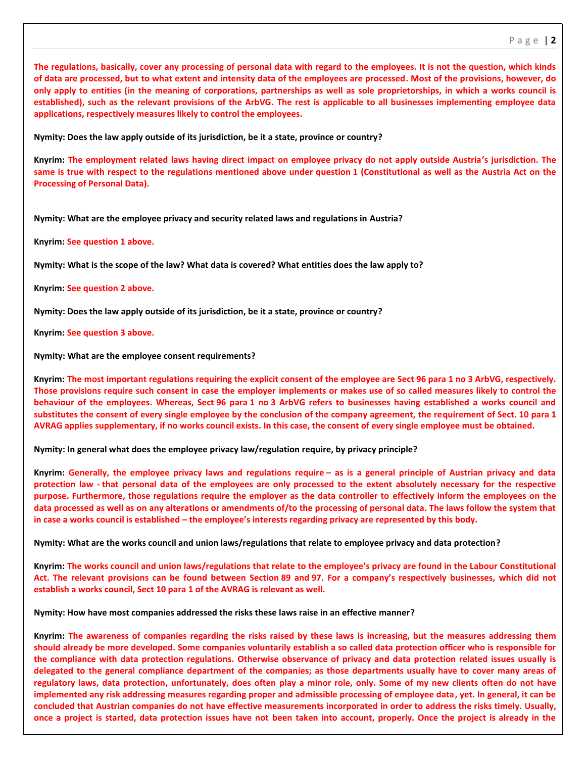**The regulations, basically, cover any processing of personal data with regard to the employees. It is not the question, which kinds of data are processed, but to what extent and intensity data of the employees are processed. Most of the provisions, however, do only apply to entities (in the meaning of corporations, partnerships as well as sole proprietorships, in which a works council is established), such as the relevant provisions of the ArbVG. The rest is applicable to all businesses implementing employee data applications, respectively measures likely to control the employees.**

**Nymity: Does the law apply outside of its jurisdiction, be it a state, province or country?**

**Knyrim: The employment related laws having direct impact on employee privacy do not apply outside Austria's jurisdiction. The same is true with respect to the regulations mentioned above under question 1 (Constitutional as well as the Austria Act on the Processing of Personal Data).**

**Nymity: What are the employee privacy and security related laws and regulations in Austria?**

**Knyrim: See question 1 above.**

**Nymity: What is the scope of the law? What data is covered? What entities does the law apply to?**

**Knyrim: See question 2 above.**

**Nymity: Does the law apply outside of its jurisdiction, be it a state, province or country?**

**Knyrim: See question 3 above.**

**Nymity: What are the employee consent requirements?**

**Knyrim: The most important regulations requiring the explicit consent of the employee are Sect 96 para 1 no 3 ArbVG, respectively. Those provisions require such consent in case the employer implements or makes use of so called measures likely to control the behaviour of the employees. Whereas, Sect 96 para 1 no 3 ArbVG refers to businesses having established a works council and substitutes the consent of every single employee by the conclusion of the company agreement, the requirement of Sect. 10 para 1 AVRAG applies supplementary, if no works council exists. In this case, the consent of every single employee must be obtained.**

**Nymity: In general what does the employee privacy law/regulation require, by privacy principle?**

**Knyrim: Generally, the employee privacy laws and regulations require – as is a general principle of Austrian privacy and data protection law - that personal data of the employees are only processed to the extent absolutely necessary for the respective purpose. Furthermore, those regulations require the employer as the data controller to effectively inform the employees on the data processed as well as on any alterations or amendments of/to the processing of personal data. The laws follow the system that in case a works council is established – the employee's interests regarding privacy are represented by this body.**

**Nymity: What are the works council and union laws/regulations that relate to employee privacy and data protection?**

**Knyrim: The works council and union laws/regulations that relate to the employee's privacy are found in the Labour Constitutional Act. The relevant provisions can be found between Section 89 and 97. For a company's respectively businesses, which did not establish a works council, Sect 10 para 1 of the AVRAG is relevant as well.**

**Nymity: How have most companies addressed the risks these laws raise in an effective manner?**

**Knyrim: The awareness of companies regarding the risks raised by these laws is increasing, but the measures addressing them should already be more developed. Some companies voluntarily establish a so called data protection officer who is responsible for the compliance with data protection regulations. Otherwise observance of privacy and data protection related issues usually is delegated to the general compliance department of the companies; as those departments usually have to cover many areas of regulatory laws, data protection, unfortunately, does often play a minor role, only. Some of my new clients often do not have implemented any risk addressing measures regarding proper and admissible processing of employee data, yet. In general, it can be concluded that Austrian companies do not have effective measurements incorporated in order to address the risks timely. Usually, once a project is started, data protection issues have not been taken into account, properly. Once the project is already in the**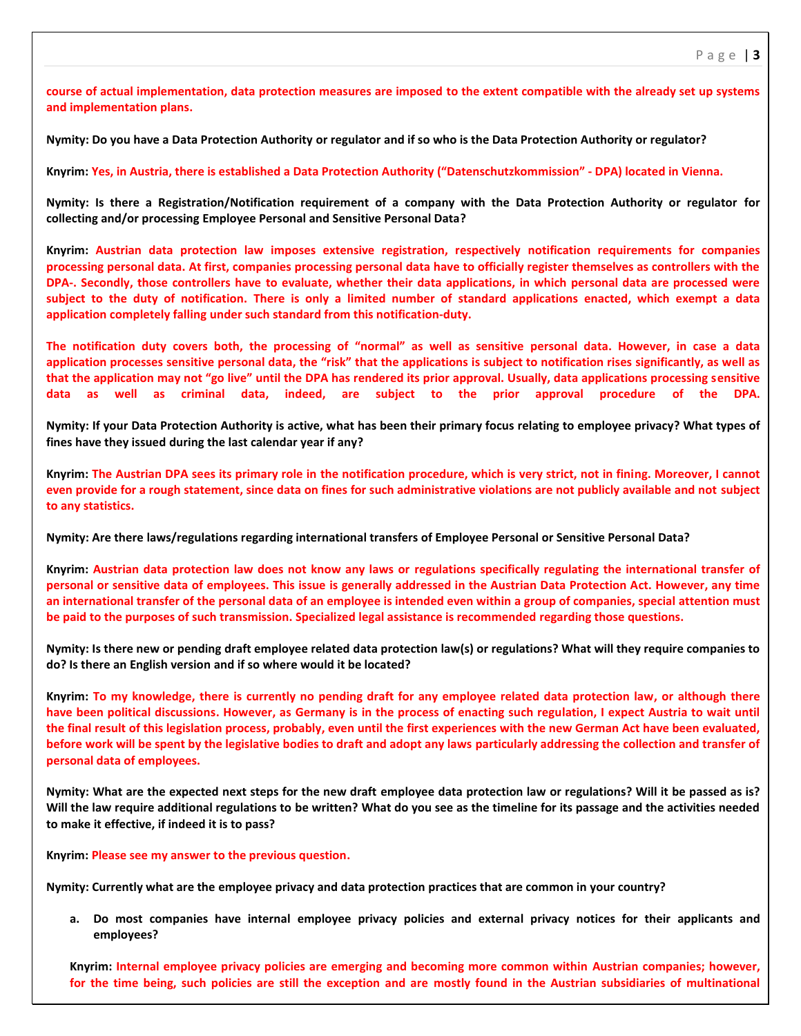**course of actual implementation, data protection measures are imposed to the extent compatible with the already set up systems and implementation plans.**

**Nymity: Do you have a Data Protection Authority or regulator and if so who is the Data Protection Authority or regulator?**

**Knyrim: Yes, in Austria, there is established a Data Protection Authority ("Datenschutzkommission" - DPA) located in Vienna.**

**Nymity: Is there a Registration/Notification requirement of a company with the Data Protection Authority or regulator for collecting and/or processing Employee Personal and Sensitive Personal Data?**

**Knyrim: Austrian data protection law imposes extensive registration, respectively notification requirements for companies processing personal data. At first, companies processing personal data have to officially register themselves as controllers with the DPA-. Secondly, those controllers have to evaluate, whether their data applications, in which personal data are processed were subject to the duty of notification. There is only a limited number of standard applications enacted, which exempt a data application completely falling under such standard from this notification-duty.**

**The notification duty covers both, the processing of "normal" as well as sensitive personal data. However, in case a data application processes sensitive personal data, the "risk" that the applications is subject to notification rises significantly, as well as that the application may not "go live" until the DPA has rendered its prior approval. Usually, data applications processing sensitive data as well as criminal data, indeed, are subject to the prior approval procedure of the DPA.**

**Nymity: If your Data Protection Authority is active, what has been their primary focus relating to employee privacy? What types of fines have they issued during the last calendar year if any?**

**Knyrim: The Austrian DPA sees its primary role in the notification procedure, which is very strict, not in fining. Moreover, I cannot even provide for a rough statement, since data on fines for such administrative violations are not publicly available and not subject to any statistics.**

**Nymity: Are there laws/regulations regarding international transfers of Employee Personal or Sensitive Personal Data?**

**Knyrim: Austrian data protection law does not know any laws or regulations specifically regulating the international transfer of personal or sensitive data of employees. This issue is generally addressed in the Austrian Data Protection Act. However, any time an international transfer of the personal data of an employee is intended even within a group of companies, special attention must be paid to the purposes of such transmission. Specialized legal assistance is recommended regarding those questions.**

**Nymity: Is there new or pending draft employee related data protection law(s) or regulations? What will they require companies to do? Is there an English version and if so where would it be located?**

**Knyrim: To my knowledge, there is currently no pending draft for any employee related data protection law, or although there have been political discussions. However, as Germany is in the process of enacting such regulation, I expect Austria to wait until the final result of this legislation process, probably, even until the first experiences with the new German Act have been evaluated, before work will be spent by the legislative bodies to draft and adopt any laws particularly addressing the collection and transfer of personal data of employees.**

**Nymity: What are the expected next steps for the new draft employee data protection law or regulations? Will it be passed as is? Will the law require additional regulations to be written? What do you see as the timeline for its passage and the activities needed to make it effective, if indeed it is to pass?**

**Knyrim: Please see my answer to the previous question.**

**Nymity: Currently what are the employee privacy and data protection practices that are common in your country?**

a. **Do most companies have internal employee privacy policies and external privacy notices for their applicants and employees?**

   **Knyrim: Internal employee privacy policies are emerging and becoming more common within Austrian companies; however, for the time being, such policies are still the exception and are mostly found in the Austrian subsidiaries of multinational**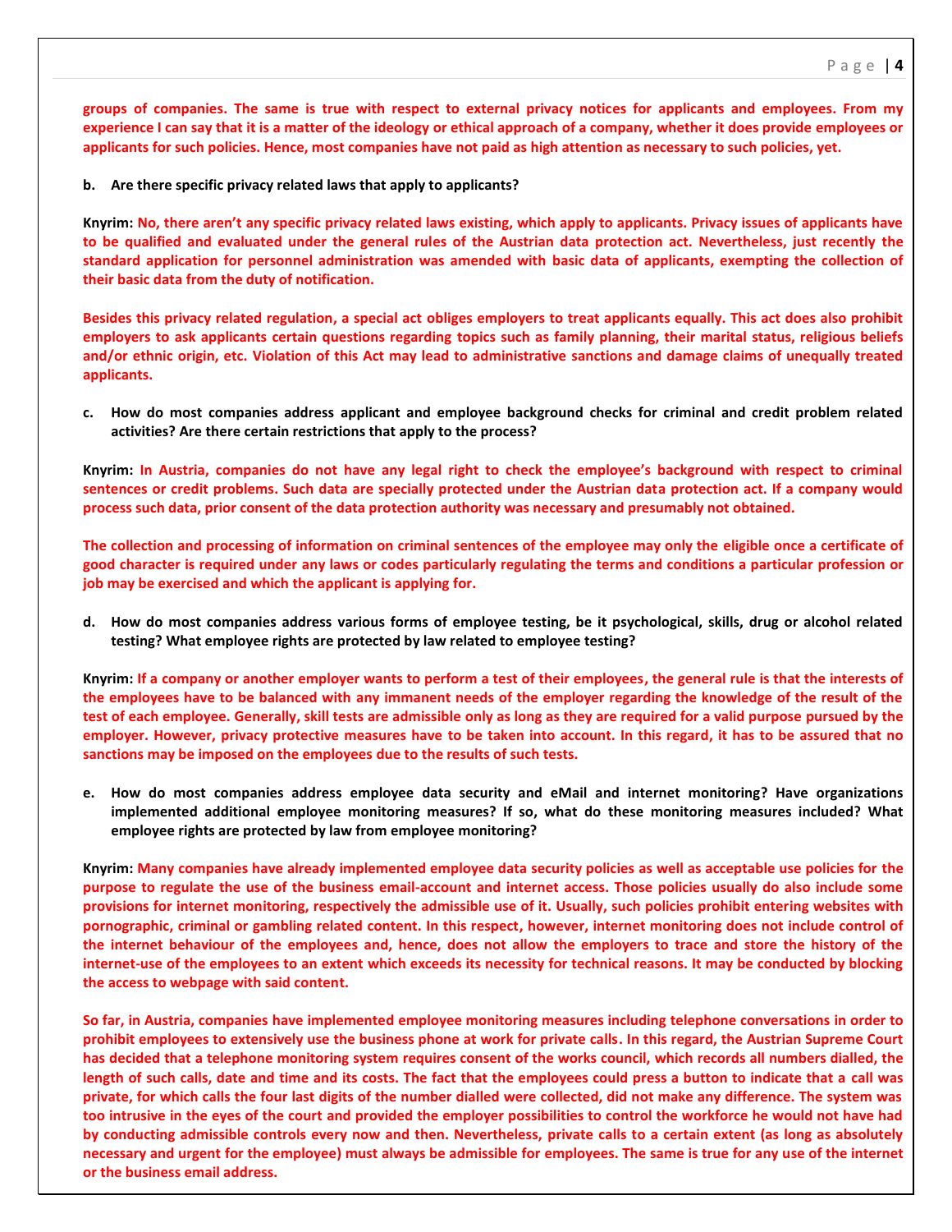**groups of companies. The same is true with respect to external privacy notices for applicants and employees. From my experience I can say that it is a matter of the ideology or ethical approach of a company, whether it does provide employees or applicants for such policies. Hence, most companies have not paid as high attention as necessary to such policies, yet.**

**b. Are there specific privacy related laws that apply to applicants?**

**Knyrim: No, there aren't any specific privacy related laws existing, which apply to applicants. Privacy issues of applicants have to be qualified and evaluated under the general rules of the Austrian data protection act. Nevertheless, just recently the standard application for personnel administration was amended with basic data of applicants, exempting the collection of their basic data from the duty of notification.**

**Besides this privacy related regulation, a special act obliges employers to treat applicants equally. This act does also prohibit employers to ask applicants certain questions regarding topics such as family planning, their marital status, religious beliefs and/or ethnic origin, etc. Violation of this Act may lead to administrative sanctions and damage claims of unequally treated applicants.**

**c. How do most companies address applicant and employee background checks for criminal and credit problem related activities? Are there certain restrictions that apply to the process?**

**Knyrim: In Austria, companies do not have any legal right to check the employee's background with respect to criminal sentences or credit problems. Such data are specially protected under the Austrian data protection act. If a company would process such data, prior consent of the data protection authority was necessary and presumably not obtained.**

**The collection and processing of information on criminal sentences of the employee may only the eligible once a certificate of good character is required under any laws or codes particularly regulating the terms and conditions a particular profession or job may be exercised and which the applicant is applying for.**

**d. How do most companies address various forms of employee testing, be it psychological, skills, drug or alcohol related testing? What employee rights are protected by law related to employee testing?**

**Knyrim: If a company or another employer wants to perform a test of their employees, the general rule is that the interests of the employees have to be balanced with any immanent needs of the employer regarding the knowledge of the result of the test of each employee. Generally, skill tests are admissible only as long as they are required for a valid purpose pursued by the employer. However, privacy protective measures have to be taken into account. In this regard, it has to be assured that no sanctions may be imposed on the employees due to the results of such tests.**

**e. How do most companies address employee data security and eMail and internet monitoring? Have organizations implemented additional employee monitoring measures? If so, what do these monitoring measures included? What employee rights are protected by law from employee monitoring?**

**Knyrim: Many companies have already implemented employee data security policies as well as acceptable use policies for the purpose to regulate the use of the business email-account and internet access. Those policies usually do also include some provisions for internet monitoring, respectively the admissible use of it. Usually, such policies prohibit entering websites with pornographic, criminal or gambling related content. In this respect, however, internet monitoring does not include control of the internet behaviour of the employees and, hence, does not allow the employers to trace and store the history of the internet-use of the employees to an extent which exceeds its necessity for technical reasons. It may be conducted by blocking the access to webpage with said content.**

**So far, in Austria, companies have implemented employee monitoring measures including telephone conversations in order to prohibit employees to extensively use the business phone at work for private calls. In this regard, the Austrian Supreme Court has decided that a telephone monitoring system requires consent of the works council, which records all numbers dialled, the length of such calls, date and time and its costs. The fact that the employees could press a button to indicate that a call was private, for which calls the four last digits of the number dialled were collected, did not make any difference. The system was too intrusive in the eyes of the court and provided the employer possibilities to control the workforce he would not have had by conducting admissible controls every now and then. Nevertheless, private calls to a certain extent (as long as absolutely necessary and urgent for the employee) must always be admissible for employees. The same is true for any use of the internet or the business email address.**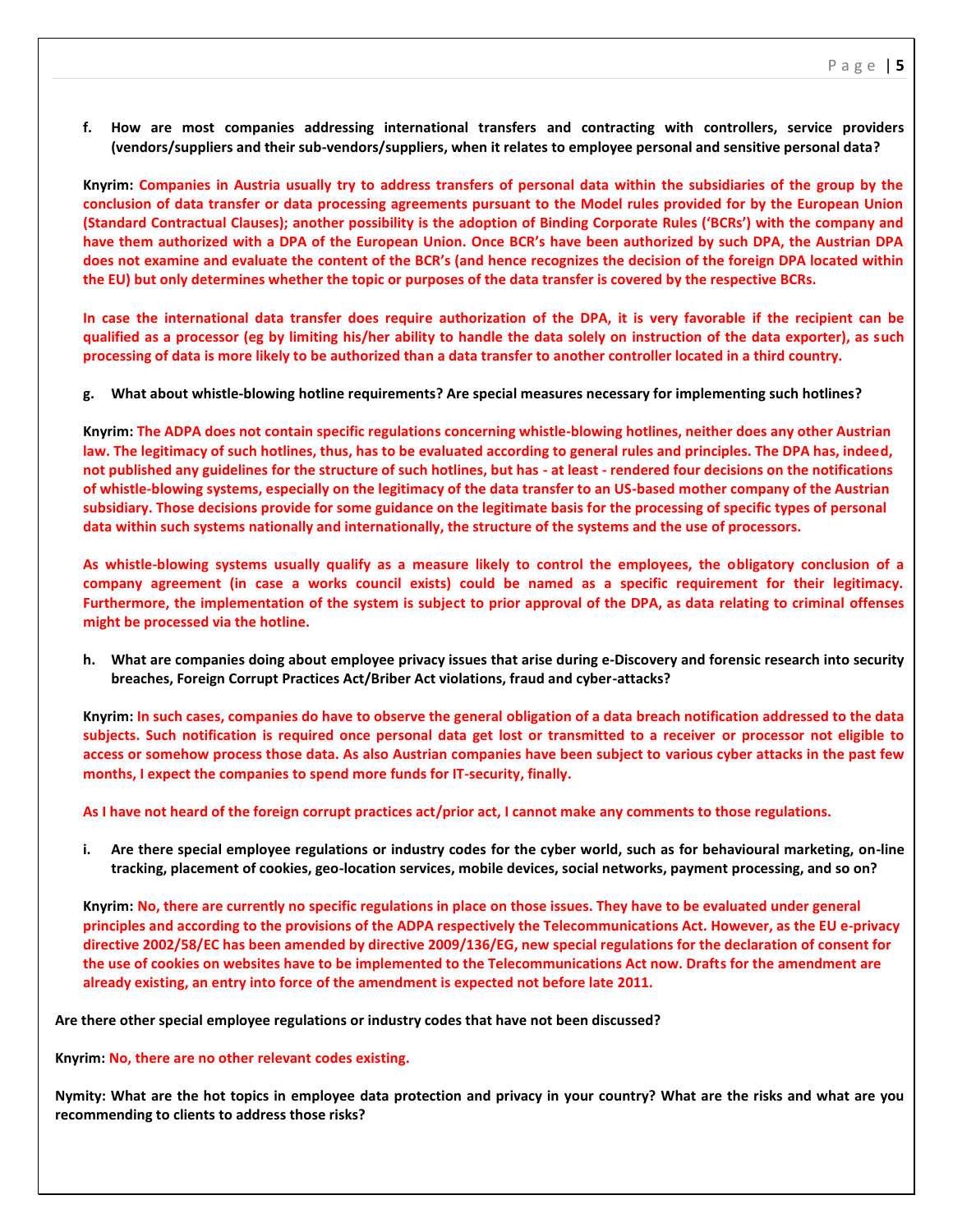f. **How are most companies addressing international transfers and contracting with controllers, service providers (vendors/suppliers and their sub-vendors/suppliers, when it relates to employee personal and sensitive personal data?**

**Knyrim: Companies in Austria usually try to address transfers of personal data within the subsidiaries of the group by the conclusion of data transfer or data processing agreements pursuant to the Model rules provided for by the European Union (Standard Contractual Clauses); another possibility is the adoption of Binding Corporate Rules ('BCRs') with the company and have them authorized with a DPA of the European Union. Once BCR's have been authorized by such DPA, the Austrian DPA does not examine and evaluate the content of the BCR's (and hence recognizes the decision of the foreign DPA located within the EU) but only determines whether the topic or purposes of the data transfer is covered by the respective BCRs.**

**In case the international data transfer does require authorization of the DPA, it is very favorable if the recipient can be qualified as a processor (eg by limiting his/her ability to handle the data solely on instruction of the data exporter), as such processing of data is more likely to be authorized than a data transfer to another controller located in a third country.**

g. **What about whistle-blowing hotline requirements? Are special measures necessary for implementing such hotlines?**

**Knyrim: The ADPA does not contain specific regulations concerning whistle-blowing hotlines, neither does any other Austrian law. The legitimacy of such hotlines, thus, has to be evaluated according to general rules and principles. The DPA has, indeed, not published any guidelines for the structure of such hotlines, but has - at least - rendered four decisions on the notifications of whistle-blowing systems, especially on the legitimacy of the data transfer to an US-based mother company of the Austrian subsidiary. Those decisions provide for some guidance on the legitimate basis for the processing of specific types of personal data within such systems nationally and internationally, the structure of the systems and the use of processors.**

**As whistle-blowing systems usually qualify as a measure likely to control the employees, the obligatory conclusion of a company agreement (in case a works council exists) could be named as a specific requirement for their legitimacy. Furthermore, the implementation of the system is subject to prior approval of the DPA, as data relating to criminal offenses might be processed via the hotline.**

h. **What are companies doing about employee privacy issues that arise during e-Discovery and forensic research into security breaches, Foreign Corrupt Practices Act/Briber Act violations, fraud and cyber-attacks?**

**Knyrim: In such cases, companies do have to observe the general obligation of a data breach notification addressed to the data subjects. Such notification is required once personal data get lost or transmitted to a receiver or processor not eligible to access or somehow process those data. As also Austrian companies have been subject to various cyber attacks in the past few months, I expect the companies to spend more funds for IT-security, finally.**

**As I have not heard of the foreign corrupt practices act/prior act, I cannot make any comments to those regulations.**

i. **Are there special employee regulations or industry codes for the cyber world, such as for behavioural marketing, on-line tracking, placement of cookies, geo-location services, mobile devices, social networks, payment processing, and so on?**

**Knyrim: No, there are currently no specific regulations in place on those issues. They have to be evaluated under general principles and according to the provisions of the ADPA respectively the Telecommunications Act. However, as the EU e-privacy directive 2002/58/EC has been amended by directive 2009/136/EG, new special regulations for the declaration of consent for the use of cookies on websites have to be implemented to the Telecommunications Act now. Drafts for the amendment are already existing, an entry into force of the amendment is expected not before late 2011.**

**Are there other special employee regulations or industry codes that have not been discussed?**

**Knyrim: No, there are no other relevant codes existing.**

**Nymity: What are the hot topics in employee data protection and privacy in your country? What are the risks and what are you recommending to clients to address those risks?**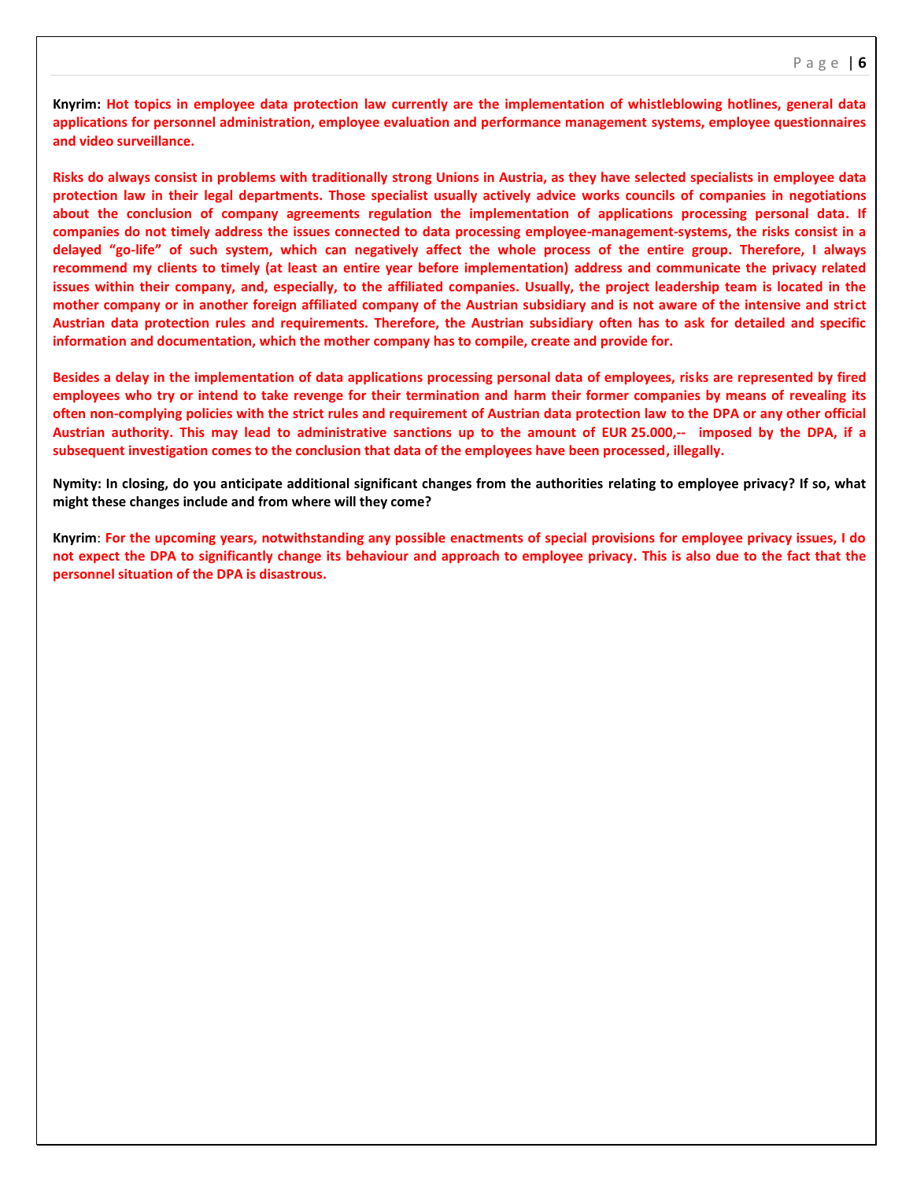**Knyrim:** **Hot topics in employee data protection law currently are the implementation of whistleblowing hotlines, general data applications for personnel administration, employee evaluation and performance management systems, employee questionnaires and video surveillance.**

**Risks do always consist in problems with traditionally strong Unions in Austria, as they have selected specialists in employee data protection law in their legal departments. Those specialist usually actively advice works councils of companies in negotiations about the conclusion of company agreements regulation the implementation of applications processing personal data. If companies do not timely address the issues connected to data processing employee-management-systems, the risks consist in a delayed "go-life" of such system, which can negatively affect the whole process of the entire group. Therefore, I always recommend my clients to timely (at least an entire year before implementation) address and communicate the privacy related issues within their company, and, especially, to the affiliated companies. Usually, the project leadership team is located in the mother company or in another foreign affiliated company of the Austrian subsidiary and is not aware of the intensive and strict Austrian data protection rules and requirements. Therefore, the Austrian subsidiary often has to ask for detailed and specific information and documentation, which the mother company has to compile, create and provide for.**

**Besides a delay in the implementation of data applications processing personal data of employees, risks are represented by fired employees who try or intend to take revenge for their termination and harm their former companies by means of revealing its often non-complying policies with the strict rules and requirement of Austrian data protection law to the DPA or any other official Austrian authority. This may lead to administrative sanctions up to the amount of EUR 25.000,-- imposed by the DPA, if a subsequent investigation comes to the conclusion that data of the employees have been processed, illegally.**

**Nymity: In closing, do you anticipate additional significant changes from the authorities relating to employee privacy? If so, what might these changes include and from where will they come?**

**Knyrim**: **For the upcoming years, notwithstanding any possible enactments of special provisions for employee privacy issues, I do not expect the DPA to significantly change its behaviour and approach to employee privacy. This is also due to the fact that the personnel situation of the DPA is disastrous.**